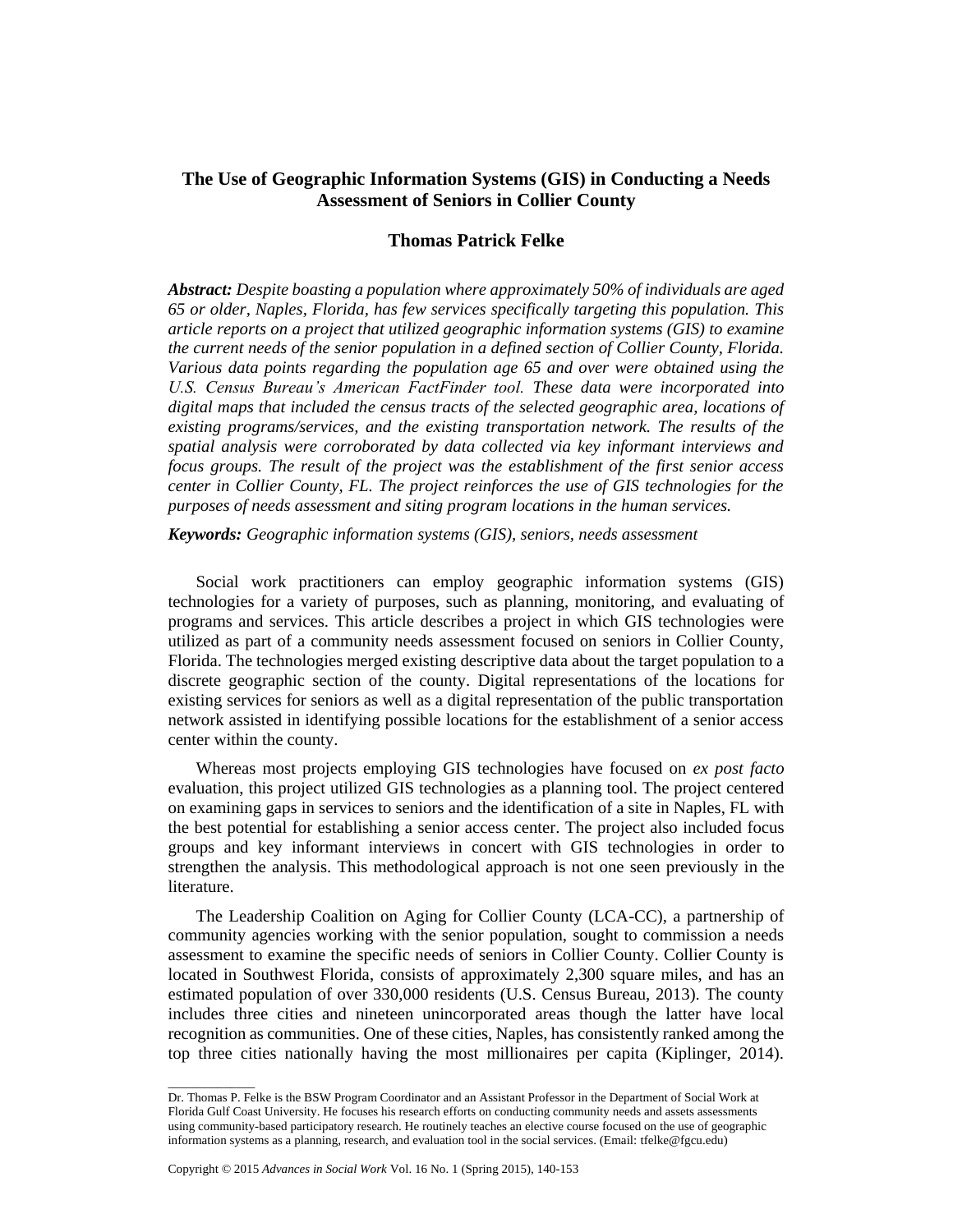# The Use of Geographic Information Systems (GIS) in Conducting a Needs Assessment of Seniors in Collier County

**Thomas Patrick Felke**

***Abstract:*** *Despite boasting a population where approximately 50% of individuals are aged 65 or older, Naples, Florida, has few services specifically targeting this population. This article reports on a project that utilized geographic information systems (GIS) to examine the current needs of the senior population in a defined section of Collier County, Florida. Various data points regarding the population age 65 and over were obtained using the U.S. Census Bureau's American FactFinder tool. These data were incorporated into digital maps that included the census tracts of the selected geographic area, locations of existing programs/services, and the existing transportation network. The results of the spatial analysis were corroborated by data collected via key informant interviews and focus groups. The result of the project was the establishment of the first senior access center in Collier County, FL. The project reinforces the use of GIS technologies for the purposes of needs assessment and siting program locations in the human services.*

***Keywords:*** *Geographic information systems (GIS), seniors, needs assessment*

Social work practitioners can employ geographic information systems (GIS) technologies for a variety of purposes, such as planning, monitoring, and evaluating of programs and services. This article describes a project in which GIS technologies were utilized as part of a community needs assessment focused on seniors in Collier County, Florida. The technologies merged existing descriptive data about the target population to a discrete geographic section of the county. Digital representations of the locations for existing services for seniors as well as a digital representation of the public transportation network assisted in identifying possible locations for the establishment of a senior access center within the county.

Whereas most projects employing GIS technologies have focused on *ex post facto* evaluation, this project utilized GIS technologies as a planning tool. The project centered on examining gaps in services to seniors and the identification of a site in Naples, FL with the best potential for establishing a senior access center. The project also included focus groups and key informant interviews in concert with GIS technologies in order to strengthen the analysis. This methodological approach is not one seen previously in the literature.

The Leadership Coalition on Aging for Collier County (LCA-CC), a partnership of community agencies working with the senior population, sought to commission a needs assessment to examine the specific needs of seniors in Collier County. Collier County is located in Southwest Florida, consists of approximately 2,300 square miles, and has an estimated population of over 330,000 residents (U.S. Census Bureau, 2013). The county includes three cities and nineteen unincorporated areas though the latter have local recognition as communities. One of these cities, Naples, has consistently ranked among the top three cities nationally having the most millionaires per capita (Kiplinger, 2014).

---

Dr. Thomas P. Felke is the BSW Program Coordinator and an Assistant Professor in the Department of Social Work at Florida Gulf Coast University. He focuses his research efforts on conducting community needs and assets assessments using community-based participatory research. He routinely teaches an elective course focused on the use of geographic information systems as a planning, research, and evaluation tool in the social services. (Email: tfelke@fgcu.edu)

Copyright © 2015 *Advances in Social Work* Vol. 16 No. 1 (Spring 2015), 140-153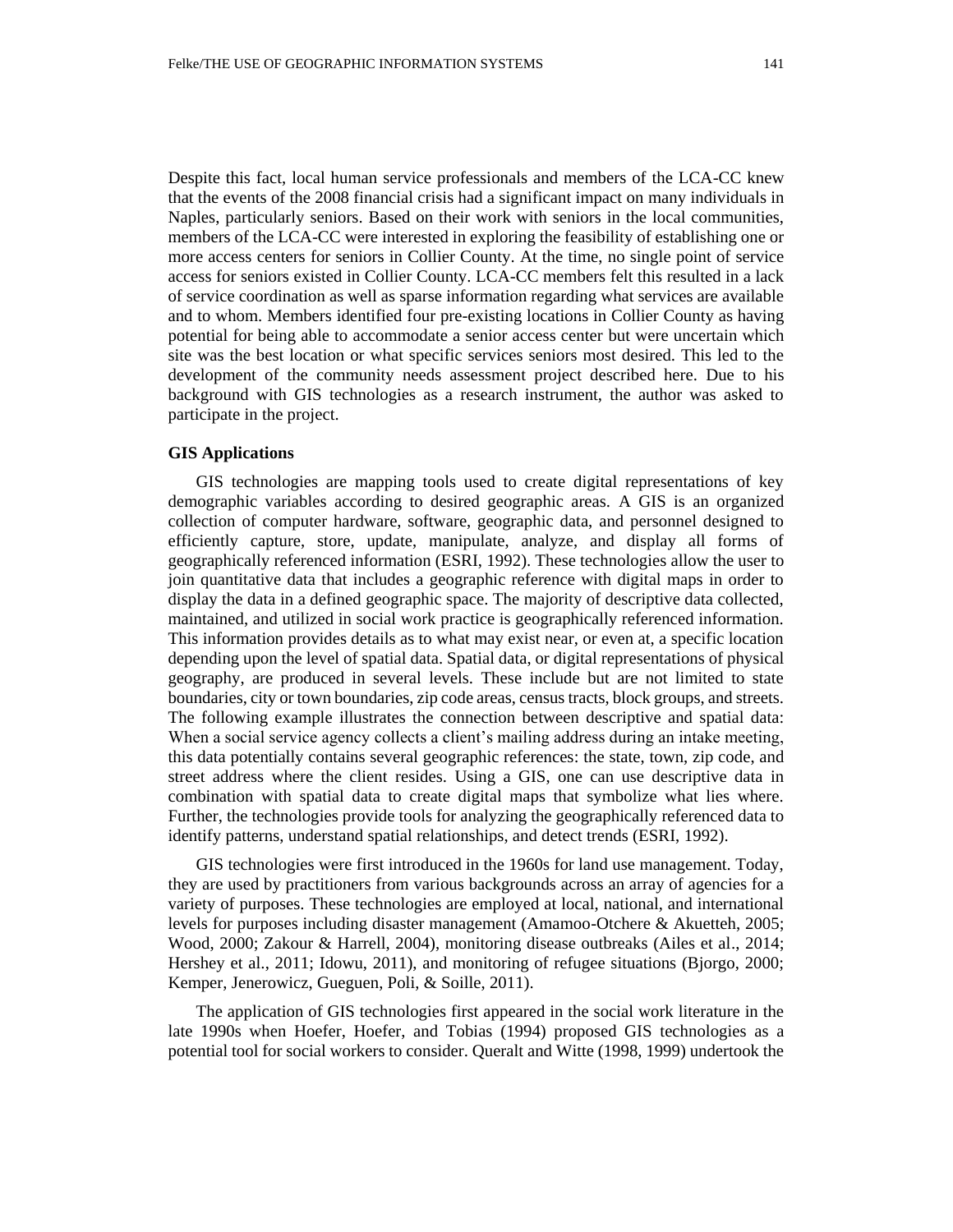Despite this fact, local human service professionals and members of the LCA-CC knew that the events of the 2008 financial crisis had a significant impact on many individuals in Naples, particularly seniors. Based on their work with seniors in the local communities, members of the LCA-CC were interested in exploring the feasibility of establishing one or more access centers for seniors in Collier County. At the time, no single point of service access for seniors existed in Collier County. LCA-CC members felt this resulted in a lack of service coordination as well as sparse information regarding what services are available and to whom. Members identified four pre-existing locations in Collier County as having potential for being able to accommodate a senior access center but were uncertain which site was the best location or what specific services seniors most desired. This led to the development of the community needs assessment project described here. Due to his background with GIS technologies as a research instrument, the author was asked to participate in the project.

### GIS Applications

GIS technologies are mapping tools used to create digital representations of key demographic variables according to desired geographic areas. A GIS is an organized collection of computer hardware, software, geographic data, and personnel designed to efficiently capture, store, update, manipulate, analyze, and display all forms of geographically referenced information (ESRI, 1992). These technologies allow the user to join quantitative data that includes a geographic reference with digital maps in order to display the data in a defined geographic space. The majority of descriptive data collected, maintained, and utilized in social work practice is geographically referenced information. This information provides details as to what may exist near, or even at, a specific location depending upon the level of spatial data. Spatial data, or digital representations of physical geography, are produced in several levels. These include but are not limited to state boundaries, city or town boundaries, zip code areas, census tracts, block groups, and streets. The following example illustrates the connection between descriptive and spatial data: When a social service agency collects a client's mailing address during an intake meeting, this data potentially contains several geographic references: the state, town, zip code, and street address where the client resides. Using a GIS, one can use descriptive data in combination with spatial data to create digital maps that symbolize what lies where. Further, the technologies provide tools for analyzing the geographically referenced data to identify patterns, understand spatial relationships, and detect trends (ESRI, 1992).

GIS technologies were first introduced in the 1960s for land use management. Today, they are used by practitioners from various backgrounds across an array of agencies for a variety of purposes. These technologies are employed at local, national, and international levels for purposes including disaster management (Amamoo-Otchere & Akuetteh, 2005; Wood, 2000; Zakour & Harrell, 2004), monitoring disease outbreaks (Ailes et al., 2014; Hershey et al., 2011; Idowu, 2011), and monitoring of refugee situations (Bjorgo, 2000; Kemper, Jenerowicz, Gueguen, Poli, & Soille, 2011).

The application of GIS technologies first appeared in the social work literature in the late 1990s when Hoefer, Hoefer, and Tobias (1994) proposed GIS technologies as a potential tool for social workers to consider. Queralt and Witte (1998, 1999) undertook the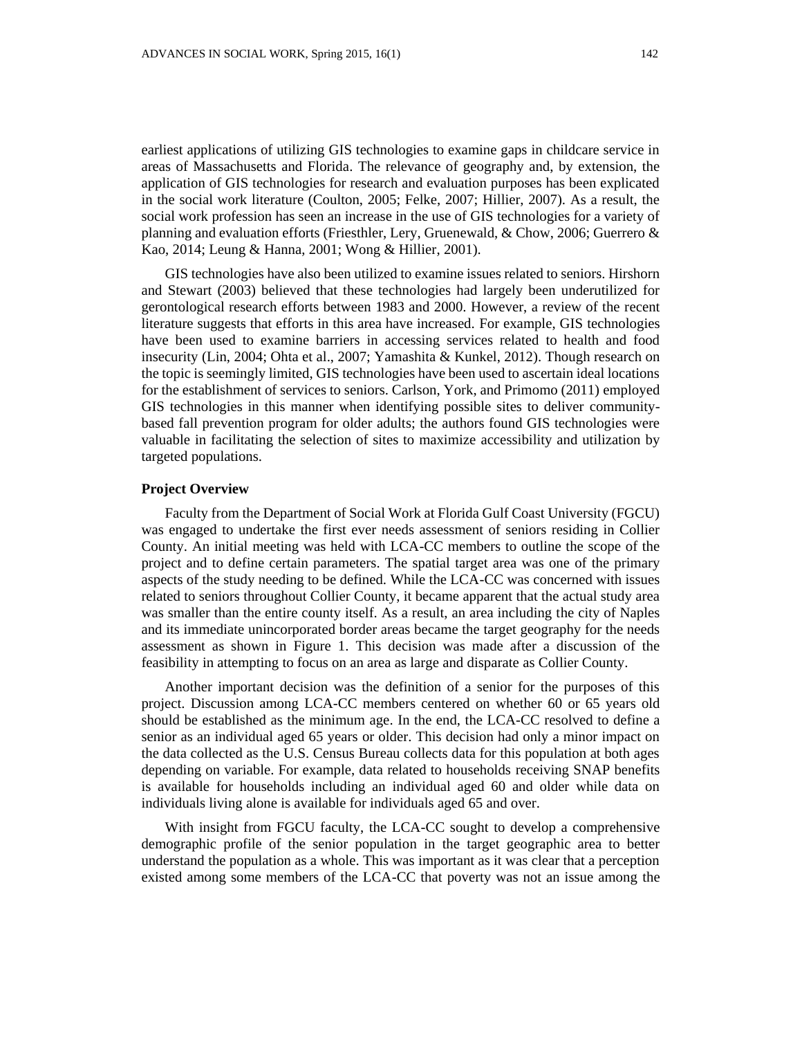earliest applications of utilizing GIS technologies to examine gaps in childcare service in areas of Massachusetts and Florida. The relevance of geography and, by extension, the application of GIS technologies for research and evaluation purposes has been explicated in the social work literature (Coulton, 2005; Felke, 2007; Hillier, 2007). As a result, the social work profession has seen an increase in the use of GIS technologies for a variety of planning and evaluation efforts (Friesthler, Lery, Gruenewald, & Chow, 2006; Guerrero & Kao, 2014; Leung & Hanna, 2001; Wong & Hillier, 2001).

GIS technologies have also been utilized to examine issues related to seniors. Hirshorn and Stewart (2003) believed that these technologies had largely been underutilized for gerontological research efforts between 1983 and 2000. However, a review of the recent literature suggests that efforts in this area have increased. For example, GIS technologies have been used to examine barriers in accessing services related to health and food insecurity (Lin, 2004; Ohta et al., 2007; Yamashita & Kunkel, 2012). Though research on the topic is seemingly limited, GIS technologies have been used to ascertain ideal locations for the establishment of services to seniors. Carlson, York, and Primomo (2011) employed GIS technologies in this manner when identifying possible sites to deliver community-based fall prevention program for older adults; the authors found GIS technologies were valuable in facilitating the selection of sites to maximize accessibility and utilization by targeted populations.

**Project Overview**

Faculty from the Department of Social Work at Florida Gulf Coast University (FGCU) was engaged to undertake the first ever needs assessment of seniors residing in Collier County. An initial meeting was held with LCA-CC members to outline the scope of the project and to define certain parameters. The spatial target area was one of the primary aspects of the study needing to be defined. While the LCA-CC was concerned with issues related to seniors throughout Collier County, it became apparent that the actual study area was smaller than the entire county itself. As a result, an area including the city of Naples and its immediate unincorporated border areas became the target geography for the needs assessment as shown in Figure 1. This decision was made after a discussion of the feasibility in attempting to focus on an area as large and disparate as Collier County.

Another important decision was the definition of a senior for the purposes of this project. Discussion among LCA-CC members centered on whether 60 or 65 years old should be established as the minimum age. In the end, the LCA-CC resolved to define a senior as an individual aged 65 years or older. This decision had only a minor impact on the data collected as the U.S. Census Bureau collects data for this population at both ages depending on variable. For example, data related to households receiving SNAP benefits is available for households including an individual aged 60 and older while data on individuals living alone is available for individuals aged 65 and over.

With insight from FGCU faculty, the LCA-CC sought to develop a comprehensive demographic profile of the senior population in the target geographic area to better understand the population as a whole. This was important as it was clear that a perception existed among some members of the LCA-CC that poverty was not an issue among the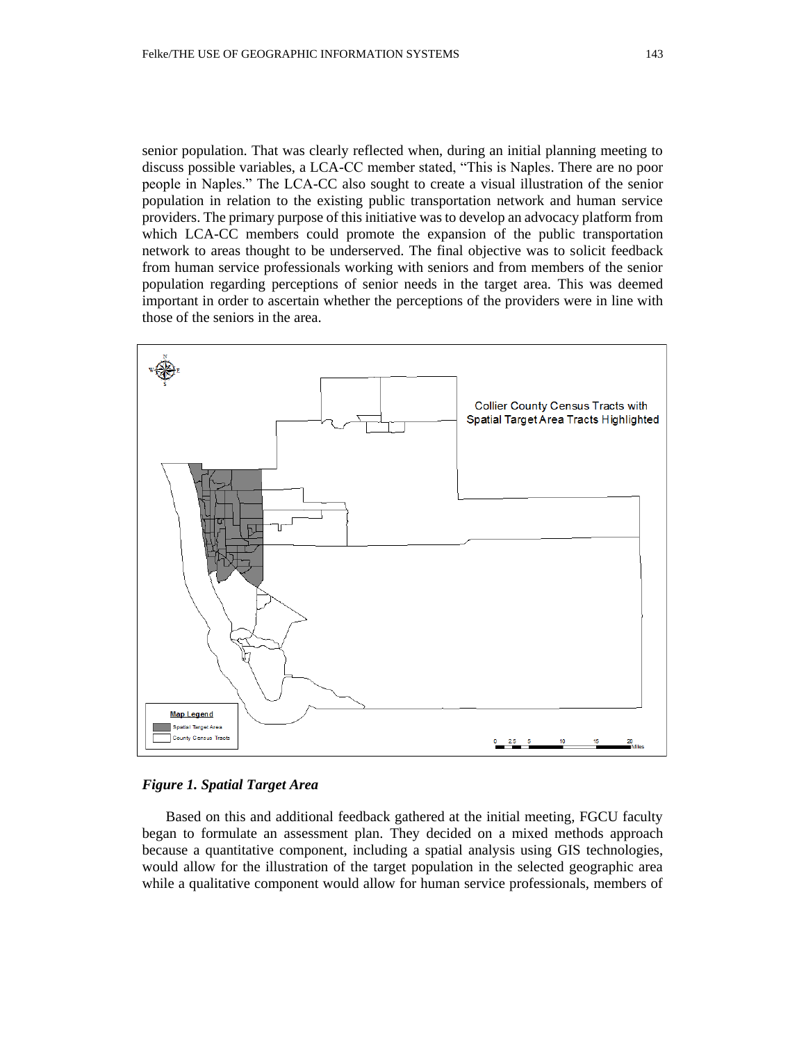senior population. That was clearly reflected when, during an initial planning meeting to discuss possible variables, a LCA-CC member stated, "This is Naples. There are no poor people in Naples." The LCA-CC also sought to create a visual illustration of the senior population in relation to the existing public transportation network and human service providers. The primary purpose of this initiative was to develop an advocacy platform from which LCA-CC members could promote the expansion of the public transportation network to areas thought to be underserved. The final objective was to solicit feedback from human service professionals working with seniors and from members of the senior population regarding perceptions of senior needs in the target area. This was deemed important in order to ascertain whether the perceptions of the providers were in line with those of the seniors in the area.

Collier County Census Tracts with Spatial Target Area Tracts Highlighted

Map Legend

Spatial Target Area

County Census Tracts

0 2.5 5 10 15 20 Miles

***Figure 1. Spatial Target Area***

Based on this and additional feedback gathered at the initial meeting, FGCU faculty began to formulate an assessment plan. They decided on a mixed methods approach because a quantitative component, including a spatial analysis using GIS technologies, would allow for the illustration of the target population in the selected geographic area while a qualitative component would allow for human service professionals, members of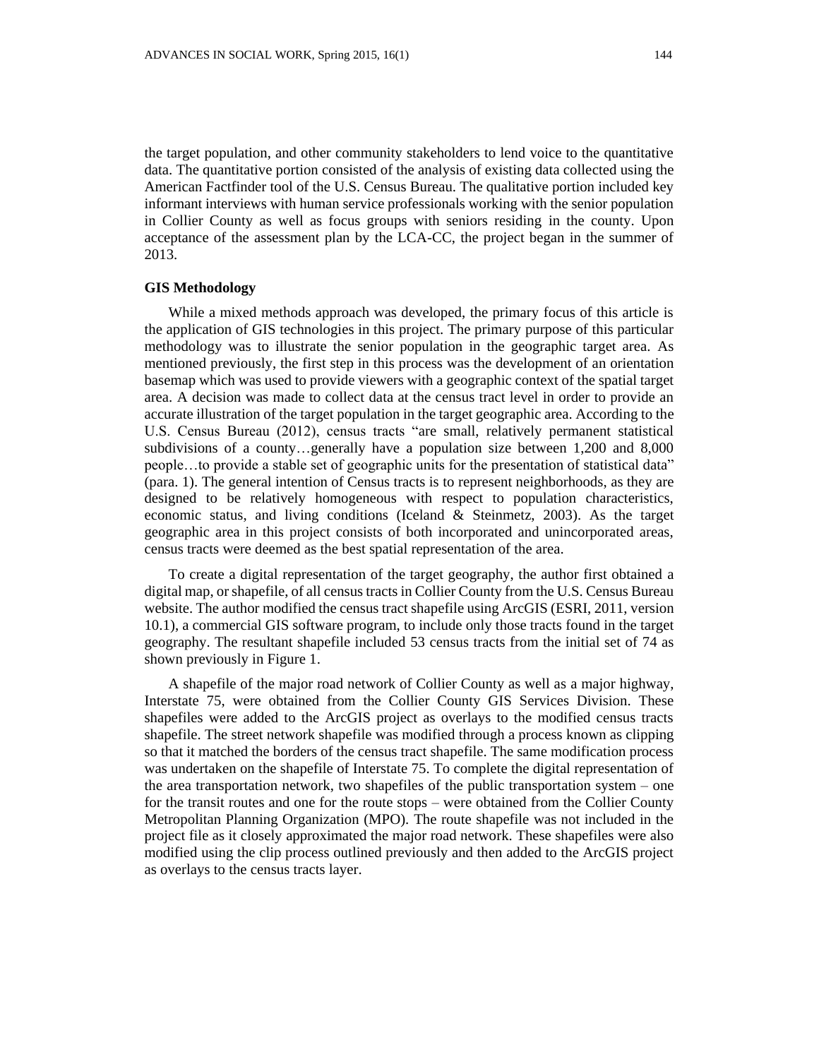the target population, and other community stakeholders to lend voice to the quantitative data. The quantitative portion consisted of the analysis of existing data collected using the American Factfinder tool of the U.S. Census Bureau. The qualitative portion included key informant interviews with human service professionals working with the senior population in Collier County as well as focus groups with seniors residing in the county. Upon acceptance of the assessment plan by the LCA-CC, the project began in the summer of 2013.

### GIS Methodology

While a mixed methods approach was developed, the primary focus of this article is the application of GIS technologies in this project. The primary purpose of this particular methodology was to illustrate the senior population in the geographic target area. As mentioned previously, the first step in this process was the development of an orientation basemap which was used to provide viewers with a geographic context of the spatial target area. A decision was made to collect data at the census tract level in order to provide an accurate illustration of the target population in the target geographic area. According to the U.S. Census Bureau (2012), census tracts "are small, relatively permanent statistical subdivisions of a county…generally have a population size between 1,200 and 8,000 people…to provide a stable set of geographic units for the presentation of statistical data" (para. 1). The general intention of Census tracts is to represent neighborhoods, as they are designed to be relatively homogeneous with respect to population characteristics, economic status, and living conditions (Iceland & Steinmetz, 2003). As the target geographic area in this project consists of both incorporated and unincorporated areas, census tracts were deemed as the best spatial representation of the area.

To create a digital representation of the target geography, the author first obtained a digital map, or shapefile, of all census tracts in Collier County from the U.S. Census Bureau website. The author modified the census tract shapefile using ArcGIS (ESRI, 2011, version 10.1), a commercial GIS software program, to include only those tracts found in the target geography. The resultant shapefile included 53 census tracts from the initial set of 74 as shown previously in Figure 1.

A shapefile of the major road network of Collier County as well as a major highway, Interstate 75, were obtained from the Collier County GIS Services Division. These shapefiles were added to the ArcGIS project as overlays to the modified census tracts shapefile. The street network shapefile was modified through a process known as clipping so that it matched the borders of the census tract shapefile. The same modification process was undertaken on the shapefile of Interstate 75. To complete the digital representation of the area transportation network, two shapefiles of the public transportation system – one for the transit routes and one for the route stops – were obtained from the Collier County Metropolitan Planning Organization (MPO). The route shapefile was not included in the project file as it closely approximated the major road network. These shapefiles were also modified using the clip process outlined previously and then added to the ArcGIS project as overlays to the census tracts layer.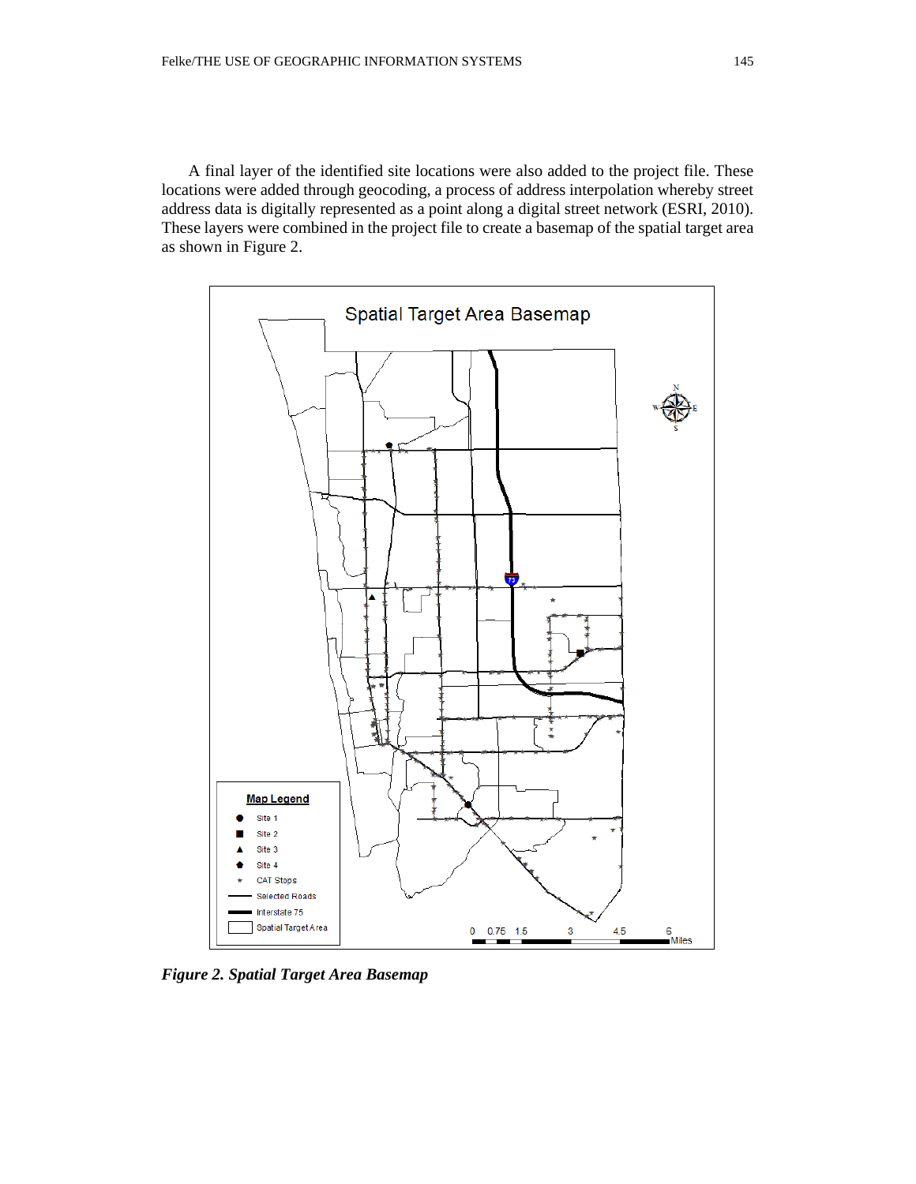A final layer of the identified site locations were also added to the project file. These locations were added through geocoding, a process of address interpolation whereby street address data is digitally represented as a point along a digital street network (ESRI, 2010). These layers were combined in the project file to create a basemap of the spatial target area as shown in Figure 2.

Spatial Target Area Basemap

Map Legend

Site 1

Site 2

Site 3

Site 4

CAT Stops

Selected Roads

Interstate 75

Spatial Target Area

0 0.75 1.5 3 4.5 6 Miles

*Figure 2. Spatial Target Area Basemap*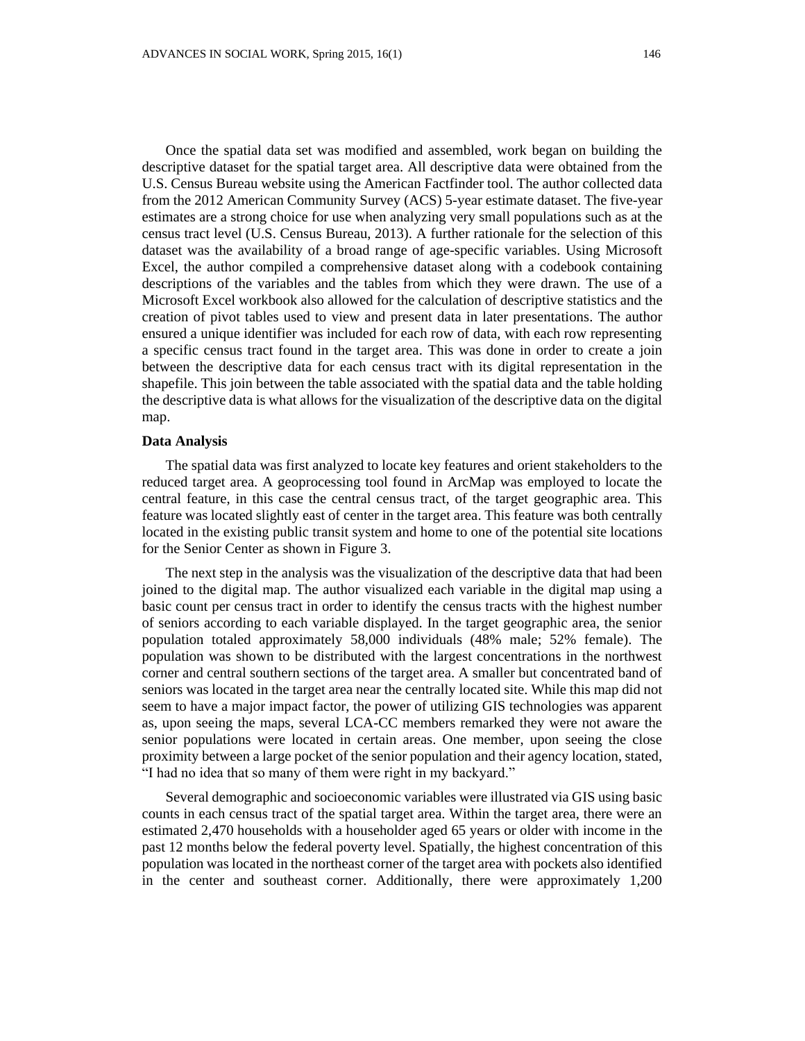Once the spatial data set was modified and assembled, work began on building the descriptive dataset for the spatial target area. All descriptive data were obtained from the U.S. Census Bureau website using the American Factfinder tool. The author collected data from the 2012 American Community Survey (ACS) 5-year estimate dataset. The five-year estimates are a strong choice for use when analyzing very small populations such as at the census tract level (U.S. Census Bureau, 2013). A further rationale for the selection of this dataset was the availability of a broad range of age-specific variables. Using Microsoft Excel, the author compiled a comprehensive dataset along with a codebook containing descriptions of the variables and the tables from which they were drawn. The use of a Microsoft Excel workbook also allowed for the calculation of descriptive statistics and the creation of pivot tables used to view and present data in later presentations. The author ensured a unique identifier was included for each row of data, with each row representing a specific census tract found in the target area. This was done in order to create a join between the descriptive data for each census tract with its digital representation in the shapefile. This join between the table associated with the spatial data and the table holding the descriptive data is what allows for the visualization of the descriptive data on the digital map.

### Data Analysis

The spatial data was first analyzed to locate key features and orient stakeholders to the reduced target area. A geoprocessing tool found in ArcMap was employed to locate the central feature, in this case the central census tract, of the target geographic area. This feature was located slightly east of center in the target area. This feature was both centrally located in the existing public transit system and home to one of the potential site locations for the Senior Center as shown in Figure 3.

The next step in the analysis was the visualization of the descriptive data that had been joined to the digital map. The author visualized each variable in the digital map using a basic count per census tract in order to identify the census tracts with the highest number of seniors according to each variable displayed. In the target geographic area, the senior population totaled approximately 58,000 individuals (48% male; 52% female). The population was shown to be distributed with the largest concentrations in the northwest corner and central southern sections of the target area. A smaller but concentrated band of seniors was located in the target area near the centrally located site. While this map did not seem to have a major impact factor, the power of utilizing GIS technologies was apparent as, upon seeing the maps, several LCA-CC members remarked they were not aware the senior populations were located in certain areas. One member, upon seeing the close proximity between a large pocket of the senior population and their agency location, stated, "I had no idea that so many of them were right in my backyard."

Several demographic and socioeconomic variables were illustrated via GIS using basic counts in each census tract of the spatial target area. Within the target area, there were an estimated 2,470 households with a householder aged 65 years or older with income in the past 12 months below the federal poverty level. Spatially, the highest concentration of this population was located in the northeast corner of the target area with pockets also identified in the center and southeast corner. Additionally, there were approximately 1,200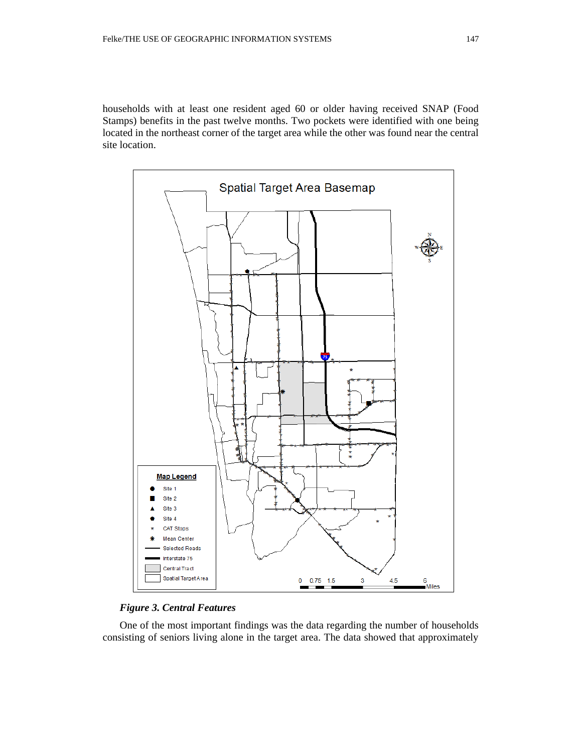households with at least one resident aged 60 or older having received SNAP (Food Stamps) benefits in the past twelve months. Two pockets were identified with one being located in the northeast corner of the target area while the other was found near the central site location.

Spatial Target Area Basemap

Map Legend
Site 1
Site 2
Site 3
Site 4
CAT Stops
Mean Center
Selected Roads
Interstate 75
Central Tract
Spatial Target Area

0 0.75 1.5 3 4.5 6 Miles

*Figure 3. Central Features*

One of the most important findings was the data regarding the number of households consisting of seniors living alone in the target area. The data showed that approximately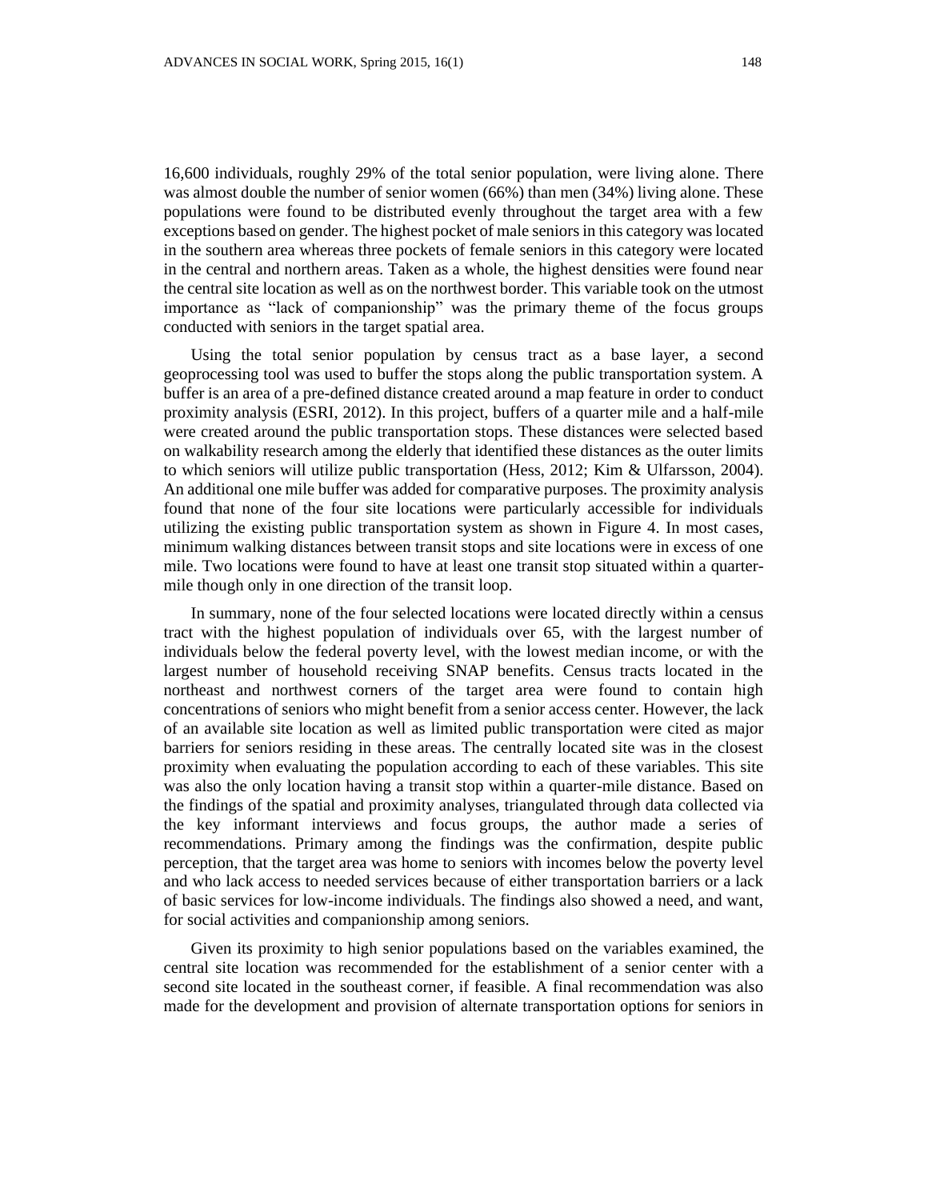16,600 individuals, roughly 29% of the total senior population, were living alone. There was almost double the number of senior women (66%) than men (34%) living alone. These populations were found to be distributed evenly throughout the target area with a few exceptions based on gender. The highest pocket of male seniors in this category was located in the southern area whereas three pockets of female seniors in this category were located in the central and northern areas. Taken as a whole, the highest densities were found near the central site location as well as on the northwest border. This variable took on the utmost importance as "lack of companionship" was the primary theme of the focus groups conducted with seniors in the target spatial area.

Using the total senior population by census tract as a base layer, a second geoprocessing tool was used to buffer the stops along the public transportation system. A buffer is an area of a pre-defined distance created around a map feature in order to conduct proximity analysis (ESRI, 2012). In this project, buffers of a quarter mile and a half-mile were created around the public transportation stops. These distances were selected based on walkability research among the elderly that identified these distances as the outer limits to which seniors will utilize public transportation (Hess, 2012; Kim & Ulfarsson, 2004). An additional one mile buffer was added for comparative purposes. The proximity analysis found that none of the four site locations were particularly accessible for individuals utilizing the existing public transportation system as shown in Figure 4. In most cases, minimum walking distances between transit stops and site locations were in excess of one mile. Two locations were found to have at least one transit stop situated within a quarter-mile though only in one direction of the transit loop.

In summary, none of the four selected locations were located directly within a census tract with the highest population of individuals over 65, with the largest number of individuals below the federal poverty level, with the lowest median income, or with the largest number of household receiving SNAP benefits. Census tracts located in the northeast and northwest corners of the target area were found to contain high concentrations of seniors who might benefit from a senior access center. However, the lack of an available site location as well as limited public transportation were cited as major barriers for seniors residing in these areas. The centrally located site was in the closest proximity when evaluating the population according to each of these variables. This site was also the only location having a transit stop within a quarter-mile distance. Based on the findings of the spatial and proximity analyses, triangulated through data collected via the key informant interviews and focus groups, the author made a series of recommendations. Primary among the findings was the confirmation, despite public perception, that the target area was home to seniors with incomes below the poverty level and who lack access to needed services because of either transportation barriers or a lack of basic services for low-income individuals. The findings also showed a need, and want, for social activities and companionship among seniors.

Given its proximity to high senior populations based on the variables examined, the central site location was recommended for the establishment of a senior center with a second site located in the southeast corner, if feasible. A final recommendation was also made for the development and provision of alternate transportation options for seniors in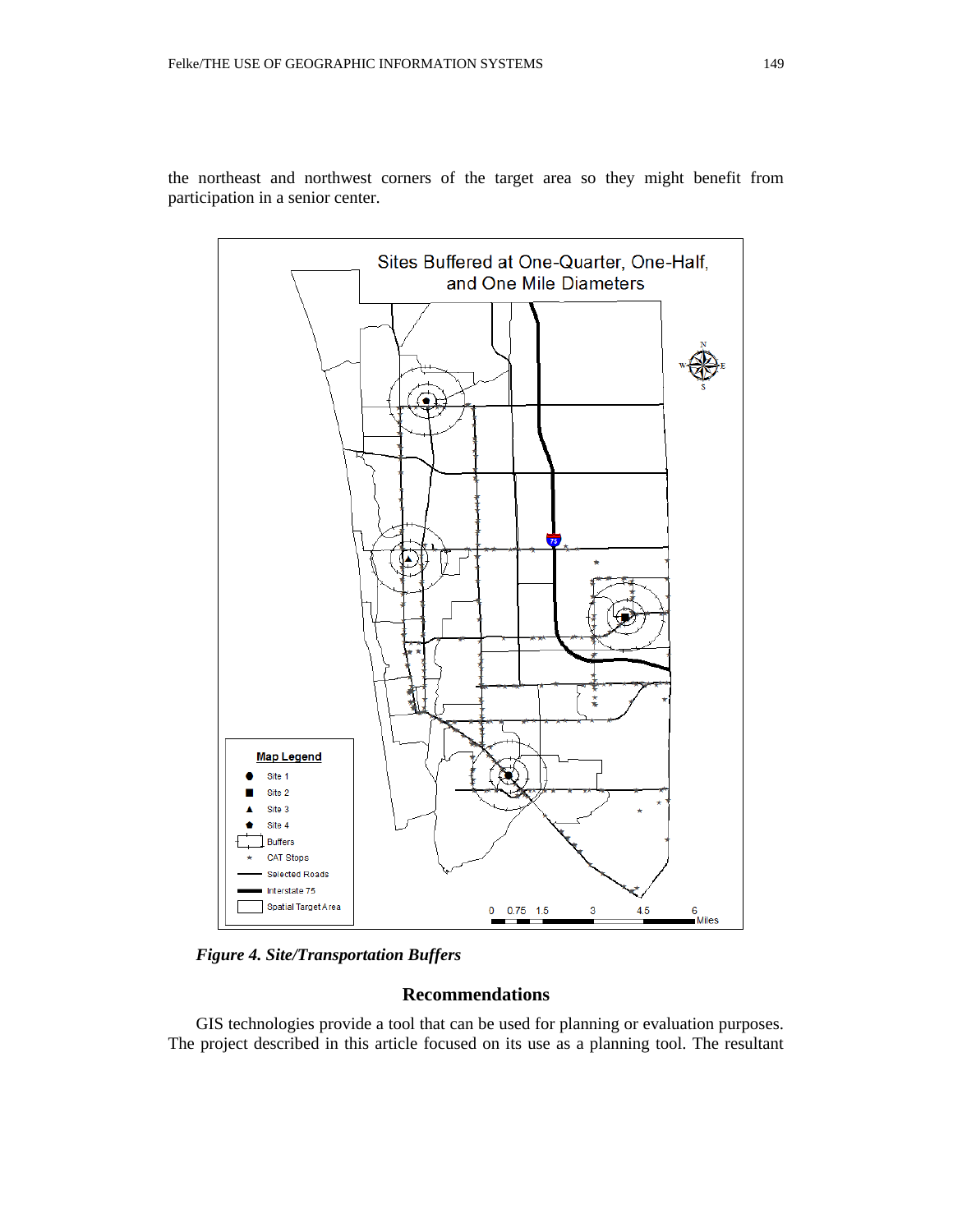the northeast and northwest corners of the target area so they might benefit from participation in a senior center.

Sites Buffered at One-Quarter, One-Half, and One Mile Diameters

Map Legend
Site 1
Site 2
Site 3
Site 4
Buffers
CAT Stops
Selected Roads
Interstate 75
Spatial Target Area

0 0.75 1.5 3 4.5 6
Miles

*Figure 4. Site/Transportation Buffers*

## Recommendations

GIS technologies provide a tool that can be used for planning or evaluation purposes. The project described in this article focused on its use as a planning tool. The resultant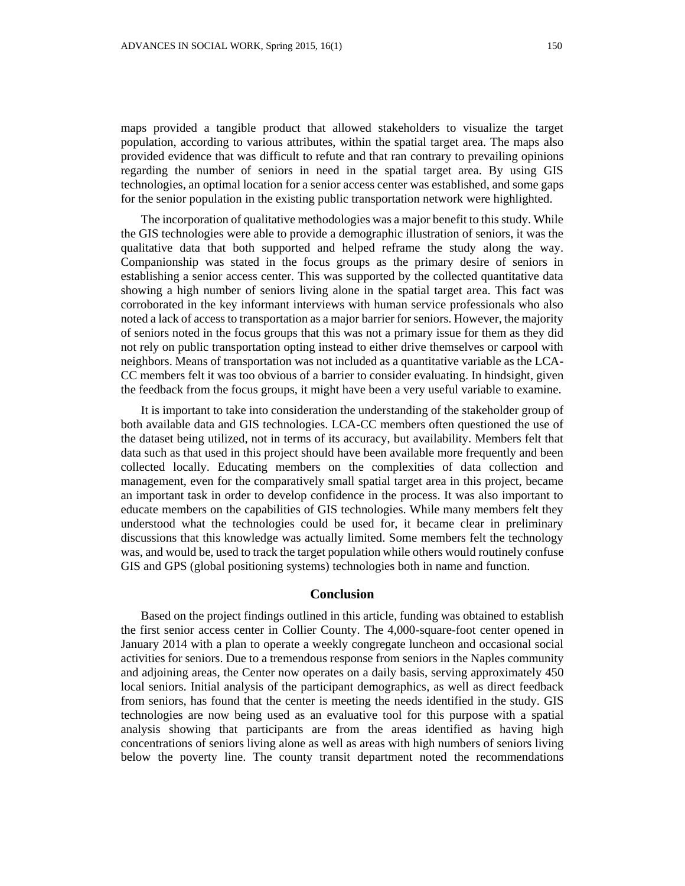maps provided a tangible product that allowed stakeholders to visualize the target population, according to various attributes, within the spatial target area. The maps also provided evidence that was difficult to refute and that ran contrary to prevailing opinions regarding the number of seniors in need in the spatial target area. By using GIS technologies, an optimal location for a senior access center was established, and some gaps for the senior population in the existing public transportation network were highlighted.

The incorporation of qualitative methodologies was a major benefit to this study. While the GIS technologies were able to provide a demographic illustration of seniors, it was the qualitative data that both supported and helped reframe the study along the way. Companionship was stated in the focus groups as the primary desire of seniors in establishing a senior access center. This was supported by the collected quantitative data showing a high number of seniors living alone in the spatial target area. This fact was corroborated in the key informant interviews with human service professionals who also noted a lack of access to transportation as a major barrier for seniors. However, the majority of seniors noted in the focus groups that this was not a primary issue for them as they did not rely on public transportation opting instead to either drive themselves or carpool with neighbors. Means of transportation was not included as a quantitative variable as the LCA-CC members felt it was too obvious of a barrier to consider evaluating. In hindsight, given the feedback from the focus groups, it might have been a very useful variable to examine.

It is important to take into consideration the understanding of the stakeholder group of both available data and GIS technologies. LCA-CC members often questioned the use of the dataset being utilized, not in terms of its accuracy, but availability. Members felt that data such as that used in this project should have been available more frequently and been collected locally. Educating members on the complexities of data collection and management, even for the comparatively small spatial target area in this project, became an important task in order to develop confidence in the process. It was also important to educate members on the capabilities of GIS technologies. While many members felt they understood what the technologies could be used for, it became clear in preliminary discussions that this knowledge was actually limited. Some members felt the technology was, and would be, used to track the target population while others would routinely confuse GIS and GPS (global positioning systems) technologies both in name and function.

## Conclusion

Based on the project findings outlined in this article, funding was obtained to establish the first senior access center in Collier County. The 4,000-square-foot center opened in January 2014 with a plan to operate a weekly congregate luncheon and occasional social activities for seniors. Due to a tremendous response from seniors in the Naples community and adjoining areas, the Center now operates on a daily basis, serving approximately 450 local seniors. Initial analysis of the participant demographics, as well as direct feedback from seniors, has found that the center is meeting the needs identified in the study. GIS technologies are now being used as an evaluative tool for this purpose with a spatial analysis showing that participants are from the areas identified as having high concentrations of seniors living alone as well as areas with high numbers of seniors living below the poverty line. The county transit department noted the recommendations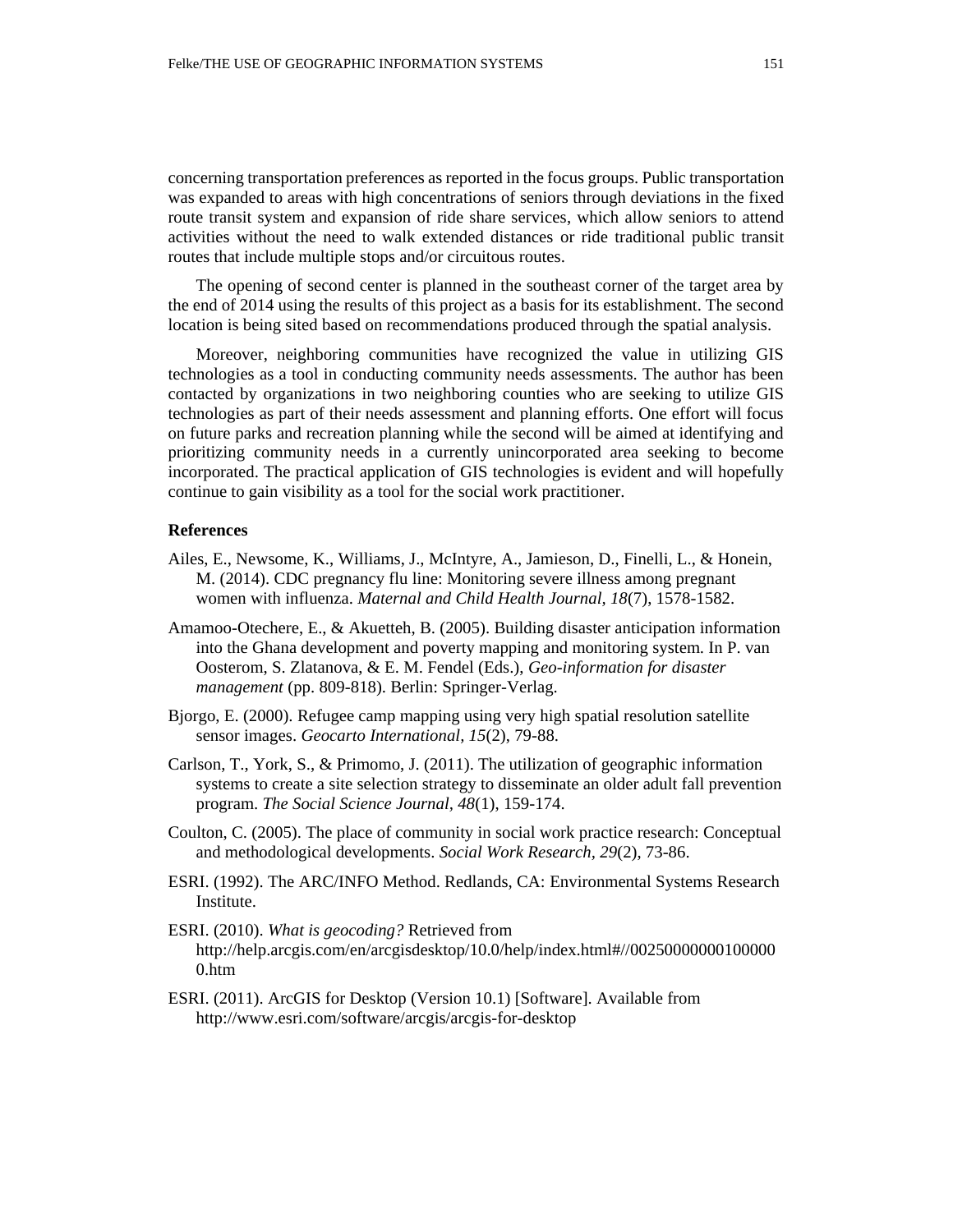concerning transportation preferences as reported in the focus groups. Public transportation was expanded to areas with high concentrations of seniors through deviations in the fixed route transit system and expansion of ride share services, which allow seniors to attend activities without the need to walk extended distances or ride traditional public transit routes that include multiple stops and/or circuitous routes.

The opening of second center is planned in the southeast corner of the target area by the end of 2014 using the results of this project as a basis for its establishment. The second location is being sited based on recommendations produced through the spatial analysis.

Moreover, neighboring communities have recognized the value in utilizing GIS technologies as a tool in conducting community needs assessments. The author has been contacted by organizations in two neighboring counties who are seeking to utilize GIS technologies as part of their needs assessment and planning efforts. One effort will focus on future parks and recreation planning while the second will be aimed at identifying and prioritizing community needs in a currently unincorporated area seeking to become incorporated. The practical application of GIS technologies is evident and will hopefully continue to gain visibility as a tool for the social work practitioner.

## References

Ailes, E., Newsome, K., Williams, J., McIntyre, A., Jamieson, D., Finelli, L., & Honein, M. (2014). CDC pregnancy flu line: Monitoring severe illness among pregnant women with influenza. *Maternal and Child Health Journal, 18*(7), 1578-1582.

Amamoo-Otechere, E., & Akuetteh, B. (2005). Building disaster anticipation information into the Ghana development and poverty mapping and monitoring system. In P. van Oosterom, S. Zlatanova, & E. M. Fendel (Eds.), *Geo-information for disaster management* (pp. 809-818). Berlin: Springer-Verlag.

Bjorgo, E. (2000). Refugee camp mapping using very high spatial resolution satellite sensor images. *Geocarto International, 15*(2), 79-88.

Carlson, T., York, S., & Primomo, J. (2011). The utilization of geographic information systems to create a site selection strategy to disseminate an older adult fall prevention program. *The Social Science Journal, 48*(1), 159-174.

Coulton, C. (2005). The place of community in social work practice research: Conceptual and methodological developments. *Social Work Research, 29*(2), 73-86.

ESRI. (1992). The ARC/INFO Method. Redlands, CA: Environmental Systems Research Institute.

ESRI. (2010). *What is geocoding?* Retrieved from http://help.arcgis.com/en/arcgisdesktop/10.0/help/index.html#//002500000001000000.htm

ESRI. (2011). ArcGIS for Desktop (Version 10.1) [Software]. Available from http://www.esri.com/software/arcgis/arcgis-for-desktop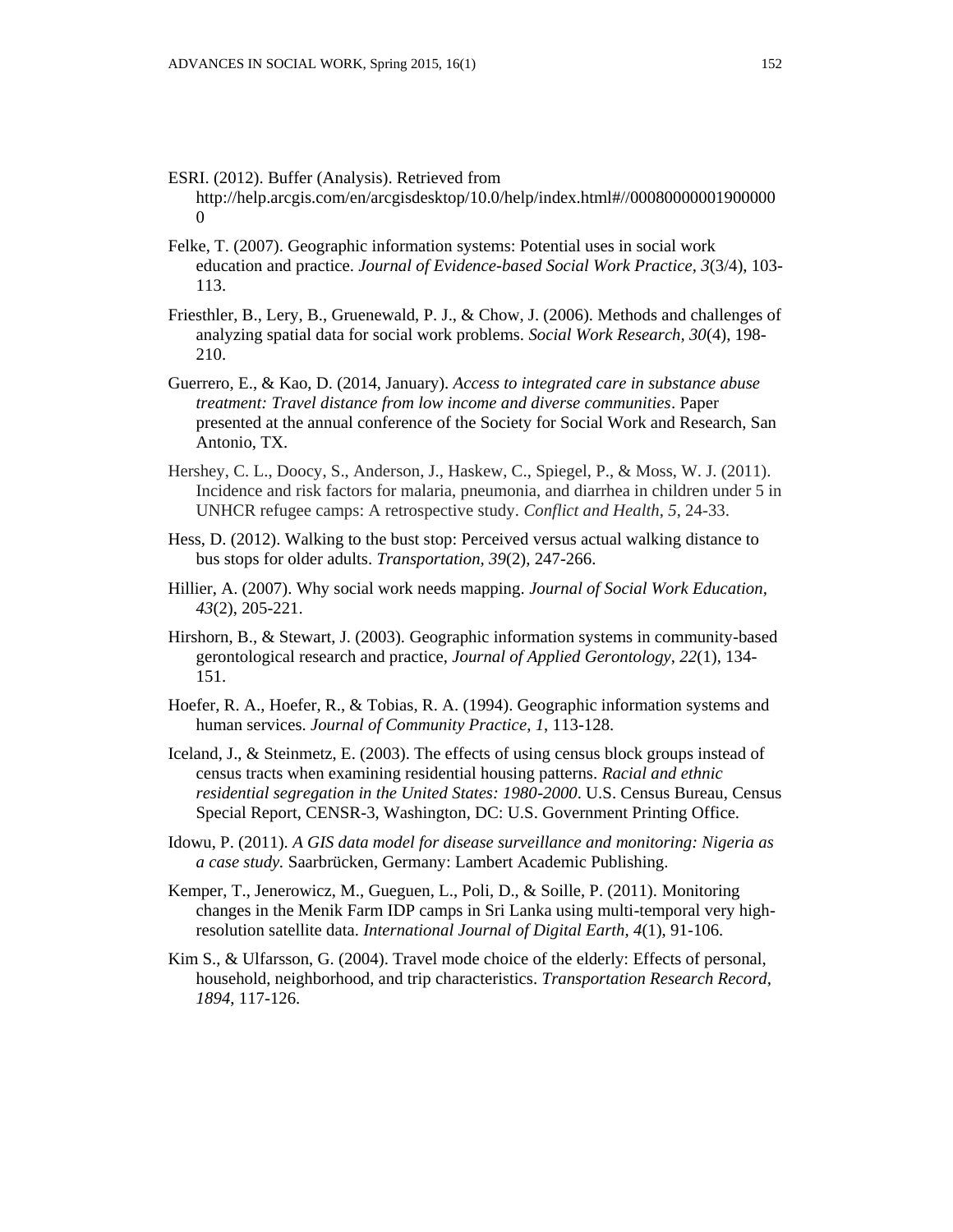ESRI. (2012). Buffer (Analysis). Retrieved from http://help.arcgis.com/en/arcgisdesktop/10.0/help/index.html#//000800000019000000

Felke, T. (2007). Geographic information systems: Potential uses in social work education and practice. *Journal of Evidence-based Social Work Practice, 3*(3/4), 103-113.

Friesthler, B., Lery, B., Gruenewald, P. J., & Chow, J. (2006). Methods and challenges of analyzing spatial data for social work problems. *Social Work Research, 30*(4), 198-210.

Guerrero, E., & Kao, D. (2014, January). *Access to integrated care in substance abuse treatment: Travel distance from low income and diverse communities*. Paper presented at the annual conference of the Society for Social Work and Research, San Antonio, TX.

Hershey, C. L., Doocy, S., Anderson, J., Haskew, C., Spiegel, P., & Moss, W. J. (2011). Incidence and risk factors for malaria, pneumonia, and diarrhea in children under 5 in UNHCR refugee camps: A retrospective study. *Conflict and Health*, *5*, 24-33.

Hess, D. (2012). Walking to the bust stop: Perceived versus actual walking distance to bus stops for older adults. *Transportation, 39*(2), 247-266.

Hillier, A. (2007). Why social work needs mapping. *Journal of Social Work Education, 43*(2), 205-221.

Hirshorn, B., & Stewart, J. (2003). Geographic information systems in community-based gerontological research and practice, *Journal of Applied Gerontology, 22*(1), 134-151.

Hoefer, R. A., Hoefer, R., & Tobias, R. A. (1994). Geographic information systems and human services. *Journal of Community Practice*, *1*, 113-128.

Iceland, J., & Steinmetz, E. (2003). The effects of using census block groups instead of census tracts when examining residential housing patterns. *Racial and ethnic residential segregation in the United States: 1980-2000*. U.S. Census Bureau, Census Special Report, CENSR-3, Washington, DC: U.S. Government Printing Office.

Idowu, P. (2011). *A GIS data model for disease surveillance and monitoring: Nigeria as a case study.* Saarbrücken, Germany: Lambert Academic Publishing.

Kemper, T., Jenerowicz, M., Gueguen, L., Poli, D., & Soille, P. (2011). Monitoring changes in the Menik Farm IDP camps in Sri Lanka using multi-temporal very high-resolution satellite data. *International Journal of Digital Earth, 4*(1), 91-106.

Kim S., & Ulfarsson, G. (2004). Travel mode choice of the elderly: Effects of personal, household, neighborhood, and trip characteristics. *Transportation Research Record, 1894*, 117-126.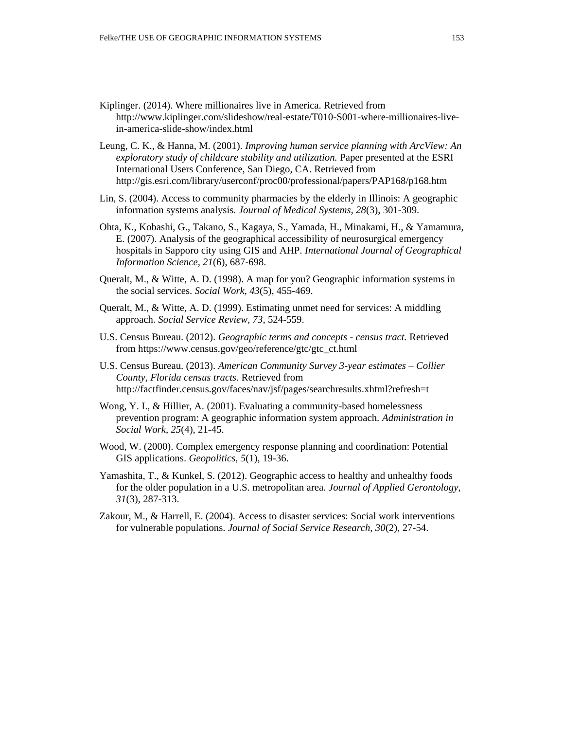Kiplinger. (2014). Where millionaires live in America. Retrieved from http://www.kiplinger.com/slideshow/real-estate/T010-S001-where-millionaires-live-in-america-slide-show/index.html

Leung, C. K., & Hanna, M. (2001). *Improving human service planning with ArcView: An exploratory study of childcare stability and utilization.* Paper presented at the ESRI International Users Conference, San Diego, CA. Retrieved from http://gis.esri.com/library/userconf/proc00/professional/papers/PAP168/p168.htm

Lin, S. (2004). Access to community pharmacies by the elderly in Illinois: A geographic information systems analysis. *Journal of Medical Systems, 28*(3), 301-309.

Ohta, K., Kobashi, G., Takano, S., Kagaya, S., Yamada, H., Minakami, H., & Yamamura, E. (2007). Analysis of the geographical accessibility of neurosurgical emergency hospitals in Sapporo city using GIS and AHP. *International Journal of Geographical Information Science*, *21*(6), 687-698.

Queralt, M., & Witte, A. D. (1998). A map for you? Geographic information systems in the social services. *Social Work*, *43*(5), 455-469.

Queralt, M., & Witte, A. D. (1999). Estimating unmet need for services: A middling approach. *Social Service Review*, *73*, 524-559.

U.S. Census Bureau. (2012). *Geographic terms and concepts - census tract.* Retrieved from https://www.census.gov/geo/reference/gtc/gtc_ct.html

U.S. Census Bureau. (2013). *American Community Survey 3-year estimates – Collier County, Florida census tracts.* Retrieved from http://factfinder.census.gov/faces/nav/jsf/pages/searchresults.xhtml?refresh=t

Wong, Y. I., & Hillier, A. (2001). Evaluating a community-based homelessness prevention program: A geographic information system approach. *Administration in Social Work, 25*(4), 21-45.

Wood, W. (2000). Complex emergency response planning and coordination: Potential GIS applications. *Geopolitics, 5*(1), 19-36.

Yamashita, T., & Kunkel, S. (2012). Geographic access to healthy and unhealthy foods for the older population in a U.S. metropolitan area. *Journal of Applied Gerontology, 31*(3), 287-313.

Zakour, M., & Harrell, E. (2004). Access to disaster services: Social work interventions for vulnerable populations. *Journal of Social Service Research, 30*(2), 27-54.